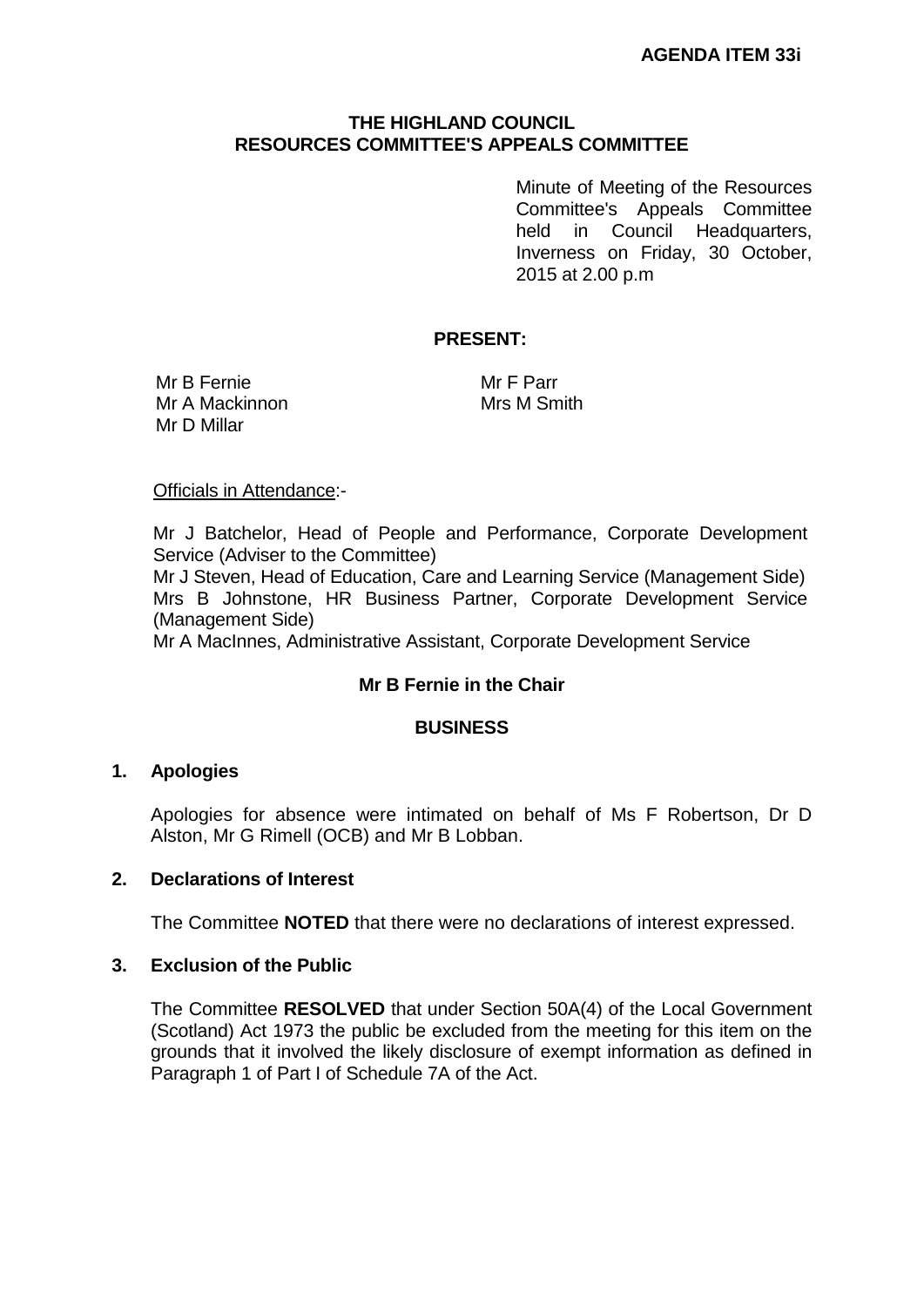**AGENDA ITEM 33i**

# THE HIGHLAND COUNCIL
# RESOURCES COMMITTEE'S APPEALS COMMITTEE

Minute of Meeting of the Resources Committee's Appeals Committee held in Council Headquarters, Inverness on Friday, 30 October, 2015 at 2.00 p.m

**PRESENT:**

Mr B Fernie
Mr A Mackinnon
Mr D Millar
Mr F Parr
Mrs M Smith

Officials in Attendance:-

Mr J Batchelor, Head of People and Performance, Corporate Development Service (Adviser to the Committee)
Mr J Steven, Head of Education, Care and Learning Service (Management Side)
Mrs B Johnstone, HR Business Partner, Corporate Development Service (Management Side)
Mr A MacInnes, Administrative Assistant, Corporate Development Service

**Mr B Fernie in the Chair**

**BUSINESS**

**1. Apologies**

Apologies for absence were intimated on behalf of Ms F Robertson, Dr D Alston, Mr G Rimell (OCB) and Mr B Lobban.

**2. Declarations of Interest**

The Committee **NOTED** that there were no declarations of interest expressed.

**3. Exclusion of the Public**

The Committee **RESOLVED** that under Section 50A(4) of the Local Government (Scotland) Act 1973 the public be excluded from the meeting for this item on the grounds that it involved the likely disclosure of exempt information as defined in Paragraph 1 of Part I of Schedule 7A of the Act.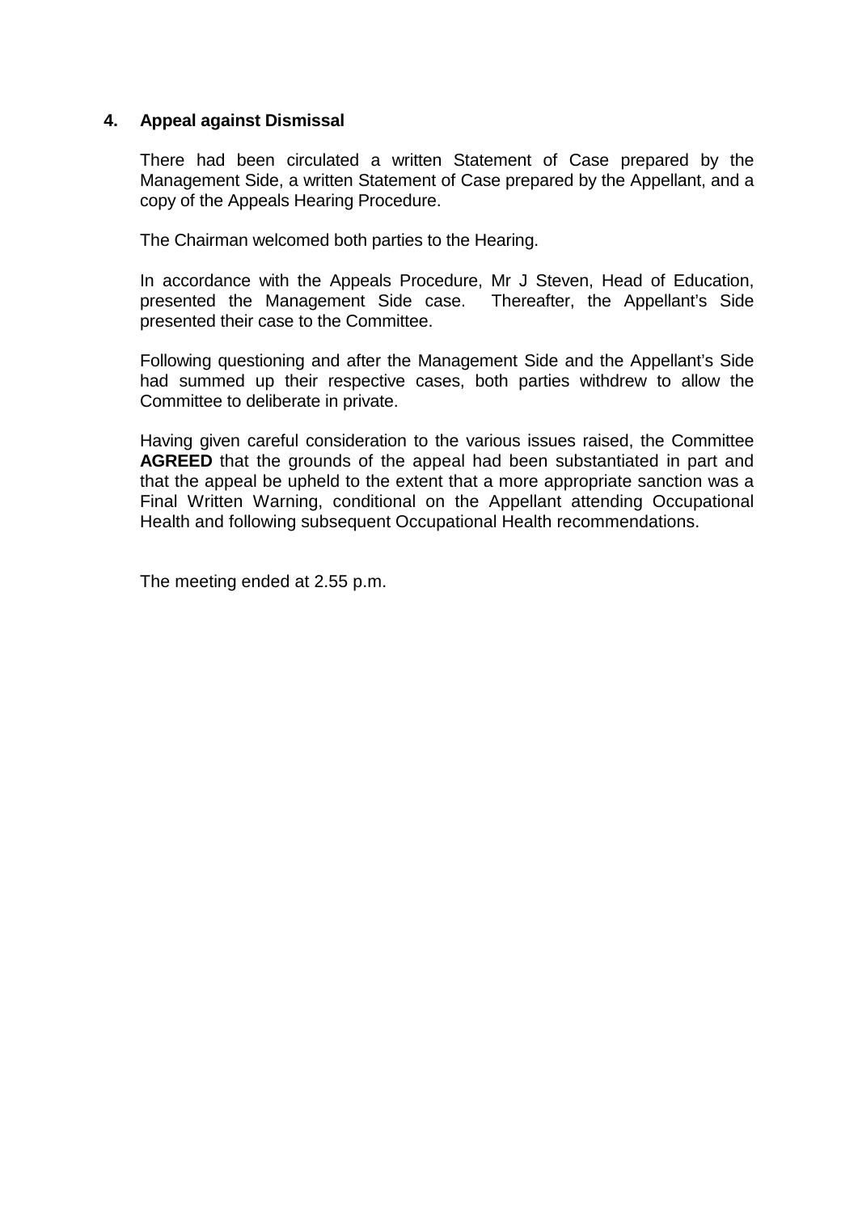## 4. Appeal against Dismissal

There had been circulated a written Statement of Case prepared by the Management Side, a written Statement of Case prepared by the Appellant, and a copy of the Appeals Hearing Procedure.

The Chairman welcomed both parties to the Hearing.

In accordance with the Appeals Procedure, Mr J Steven, Head of Education, presented the Management Side case. Thereafter, the Appellant's Side presented their case to the Committee.

Following questioning and after the Management Side and the Appellant's Side had summed up their respective cases, both parties withdrew to allow the Committee to deliberate in private.

Having given careful consideration to the various issues raised, the Committee **AGREED** that the grounds of the appeal had been substantiated in part and that the appeal be upheld to the extent that a more appropriate sanction was a Final Written Warning, conditional on the Appellant attending Occupational Health and following subsequent Occupational Health recommendations.

The meeting ended at 2.55 p.m.